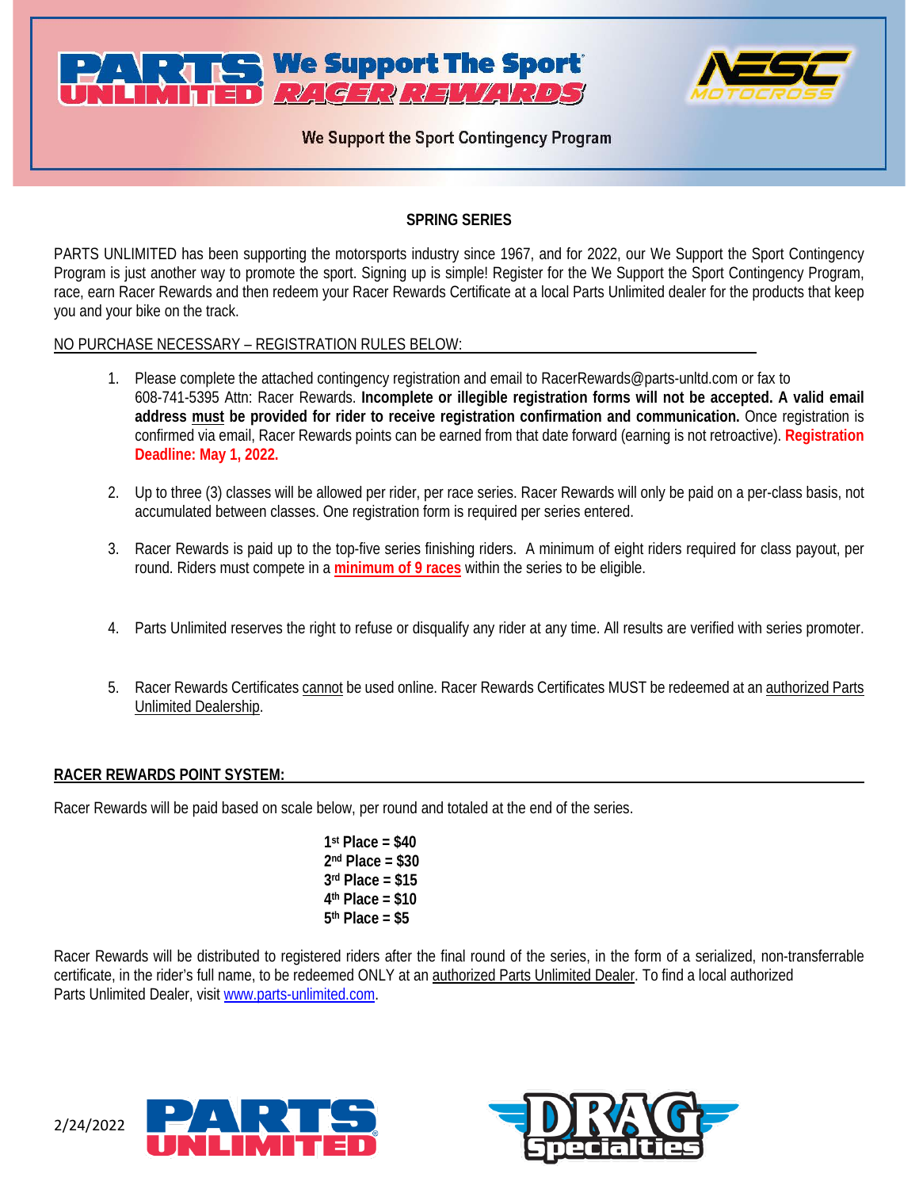# PARTS UNLIMITED We Support The Sport® RACER REWARDS

NESC MOTOCROSS

We Support the Sport Contingency Program

**SPRING SERIES**

PARTS UNLIMITED has been supporting the motorsports industry since 1967, and for 2022, our We Support the Sport Contingency Program is just another way to promote the sport. Signing up is simple! Register for the We Support the Sport Contingency Program, race, earn Racer Rewards and then redeem your Racer Rewards Certificate at a local Parts Unlimited dealer for the products that keep you and your bike on the track.

NO PURCHASE NECESSARY – REGISTRATION RULES BELOW:

1. Please complete the attached contingency registration and email to RacerRewards@parts-unltd.com or fax to 608-741-5395 Attn: Racer Rewards. **Incomplete or illegible registration forms will not be accepted. A valid email address must be provided for rider to receive registration confirmation and communication.** Once registration is confirmed via email, Racer Rewards points can be earned from that date forward (earning is not retroactive). **Registration Deadline: May 1, 2022.**

2. Up to three (3) classes will be allowed per rider, per race series. Racer Rewards will only be paid on a per-class basis, not accumulated between classes. One registration form is required per series entered.

3. Racer Rewards is paid up to the top-five series finishing riders. A minimum of eight riders required for class payout, per round. Riders must compete in a **minimum of 9 races** within the series to be eligible.

4. Parts Unlimited reserves the right to refuse or disqualify any rider at any time. All results are verified with series promoter.

5. Racer Rewards Certificates cannot be used online. Racer Rewards Certificates MUST be redeemed at an authorized Parts Unlimited Dealership.

**RACER REWARDS POINT SYSTEM:**

Racer Rewards will be paid based on scale below, per round and totaled at the end of the series.

**1st Place = $40**
**2nd Place = $30**
**3rd Place = $15**
**4th Place = $10**
**5th Place = $5**

Racer Rewards will be distributed to registered riders after the final round of the series, in the form of a serialized, non-transferrable certificate, in the rider's full name, to be redeemed ONLY at an authorized Parts Unlimited Dealer. To find a local authorized Parts Unlimited Dealer, visit www.parts-unlimited.com.

2/24/2022

PARTS UNLIMITED® DRAG Specialties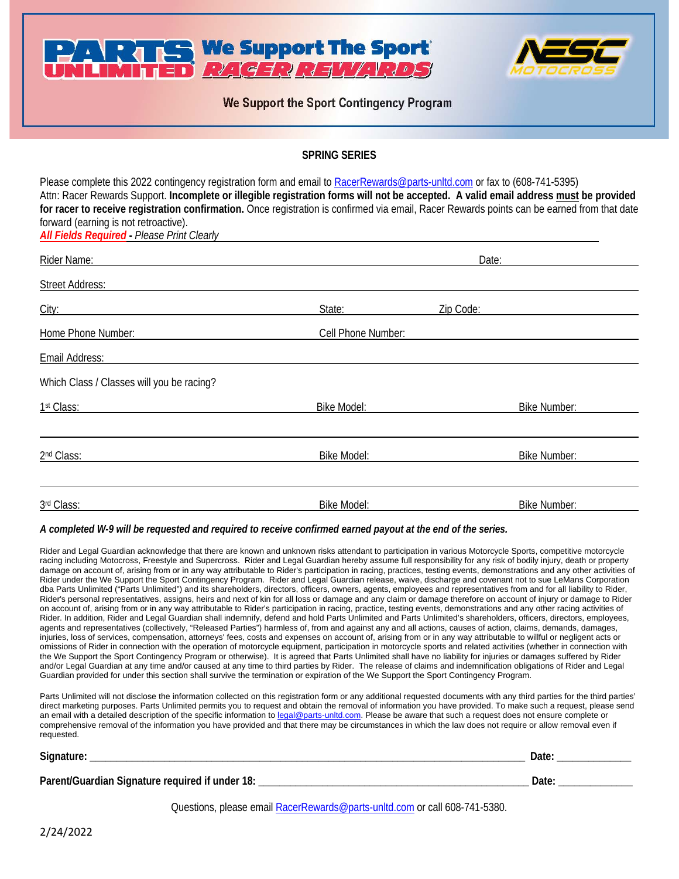PARTS UNLIMITED We Support The Sport® RACER REWARDS

NESC MOTOCROSS

We Support the Sport Contingency Program

**SPRING SERIES**

Please complete this 2022 contingency registration form and email to RacerRewards@parts-unltd.com or fax to (608-741-5395) Attn: Racer Rewards Support. **Incomplete or illegible registration forms will not be accepted. A valid email address must be provided for racer to receive registration confirmation.** Once registration is confirmed via email, Racer Rewards points can be earned from that date forward (earning is not retroactive).

***All Fields Required** - Please Print Clearly*

Rider Name: ______________________________ Date: ______________

Street Address: ______________________________

City: ______________ State: ______ Zip Code: ______________

Home Phone Number: ______________ Cell Phone Number: ______________

Email Address: ______________________________

Which Class / Classes will you be racing?

1st Class: ______________ Bike Model: ______________ Bike Number: ______________

2nd Class: ______________ Bike Model: ______________ Bike Number: ______________

3rd Class: ______________ Bike Model: ______________ Bike Number: ______________

***A completed W-9 will be requested and required to receive confirmed earned payout at the end of the series.***

Rider and Legal Guardian acknowledge that there are known and unknown risks attendant to participation in various Motorcycle Sports, competitive motorcycle racing including Motocross, Freestyle and Supercross. Rider and Legal Guardian hereby assume full responsibility for any risk of bodily injury, death or property damage on account of, arising from or in any way attributable to Rider's participation in racing, practices, testing events, demonstrations and any other activities of Rider under the We Support the Sport Contingency Program. Rider and Legal Guardian release, waive, discharge and covenant not to sue LeMans Corporation dba Parts Unlimited ("Parts Unlimited") and its shareholders, directors, officers, owners, agents, employees and representatives from and for all liability to Rider, Rider's personal representatives, assigns, heirs and next of kin for all loss or damage and any claim or damage therefore on account of injury or damage to Rider on account of, arising from or in any way attributable to Rider's participation in racing, practice, testing events, demonstrations and any other racing activities of Rider. In addition, Rider and Legal Guardian shall indemnify, defend and hold Parts Unlimited and Parts Unlimited's shareholders, officers, directors, employees, agents and representatives (collectively, "Released Parties") harmless of, from and against any and all actions, causes of action, claims, demands, damages, injuries, loss of services, compensation, attorneys' fees, costs and expenses on account of, arising from or in any way attributable to willful or negligent acts or omissions of Rider in connection with the operation of motorcycle equipment, participation in motorcycle sports and related activities (whether in connection with the We Support the Sport Contingency Program or otherwise). It is agreed that Parts Unlimited shall have no liability for injuries or damages suffered by Rider and/or Legal Guardian at any time and/or caused at any time to third parties by Rider. The release of claims and indemnification obligations of Rider and Legal Guardian provided for under this section shall survive the termination or expiration of the We Support the Sport Contingency Program.

Parts Unlimited will not disclose the information collected on this registration form or any additional requested documents with any third parties for the third parties' direct marketing purposes. Parts Unlimited permits you to request and obtain the removal of information you have provided. To make such a request, please send an email with a detailed description of the specific information to legal@parts-unltd.com. Please be aware that such a request does not ensure complete or comprehensive removal of the information you have provided and that there may be circumstances in which the law does not require or allow removal even if requested.

**Signature:** ______________________________ **Date:** ______________

**Parent/Guardian Signature required if under 18:** ______________________________ **Date:** ______________

Questions, please email RacerRewards@parts-unltd.com or call 608-741-5380.

2/24/2022